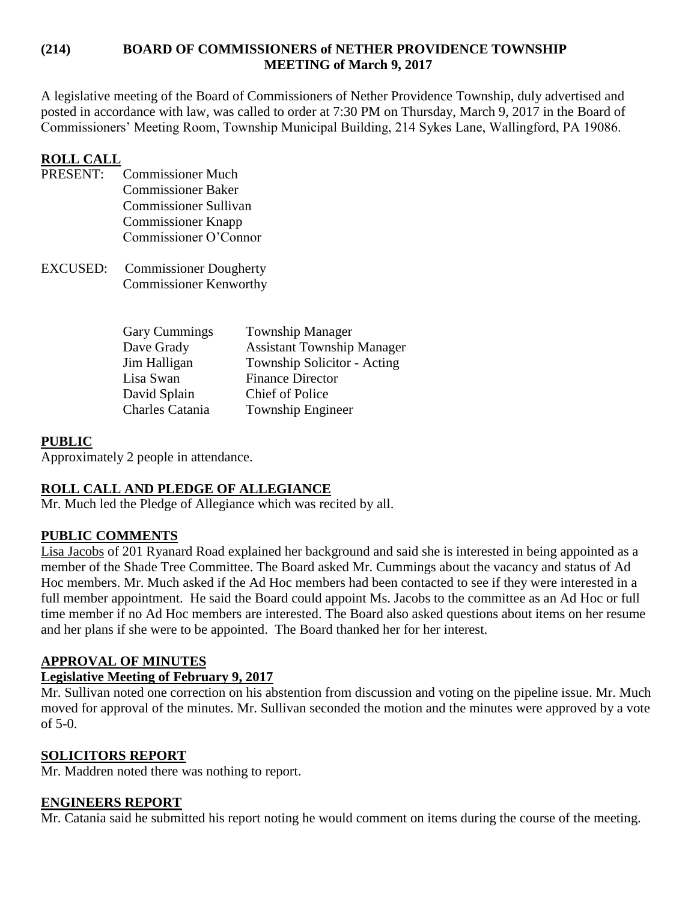**(214) BOARD OF COMMISSIONERS of NETHER PROVIDENCE TOWNSHIP MEETING of March 9, 2017**

A legislative meeting of the Board of Commissioners of Nether Providence Township, duly advertised and posted in accordance with law, was called to order at 7:30 PM on Thursday, March 9, 2017 in the Board of Commissioners' Meeting Room, Township Municipal Building, 214 Sykes Lane, Wallingford, PA 19086.

## ROLL CALL

PRESENT: Commissioner Much
Commissioner Baker
Commissioner Sullivan
Commissioner Knapp
Commissioner O'Connor

EXCUSED: Commissioner Dougherty
Commissioner Kenworthy

| | |
|---|---|
| Gary Cummings | Township Manager |
| Dave Grady | Assistant Township Manager |
| Jim Halligan | Township Solicitor - Acting |
| Lisa Swan | Finance Director |
| David Splain | Chief of Police |
| Charles Catania | Township Engineer |

## PUBLIC

Approximately 2 people in attendance.

## ROLL CALL AND PLEDGE OF ALLEGIANCE

Mr. Much led the Pledge of Allegiance which was recited by all.

## PUBLIC COMMENTS

Lisa Jacobs of 201 Ryanard Road explained her background and said she is interested in being appointed as a member of the Shade Tree Committee. The Board asked Mr. Cummings about the vacancy and status of Ad Hoc members. Mr. Much asked if the Ad Hoc members had been contacted to see if they were interested in a full member appointment. He said the Board could appoint Ms. Jacobs to the committee as an Ad Hoc or full time member if no Ad Hoc members are interested. The Board also asked questions about items on her resume and her plans if she were to be appointed. The Board thanked her for her interest.

## APPROVAL OF MINUTES

### Legislative Meeting of February 9, 2017

Mr. Sullivan noted one correction on his abstention from discussion and voting on the pipeline issue. Mr. Much moved for approval of the minutes. Mr. Sullivan seconded the motion and the minutes were approved by a vote of 5-0.

## SOLICITORS REPORT

Mr. Maddren noted there was nothing to report.

## ENGINEERS REPORT

Mr. Catania said he submitted his report noting he would comment on items during the course of the meeting.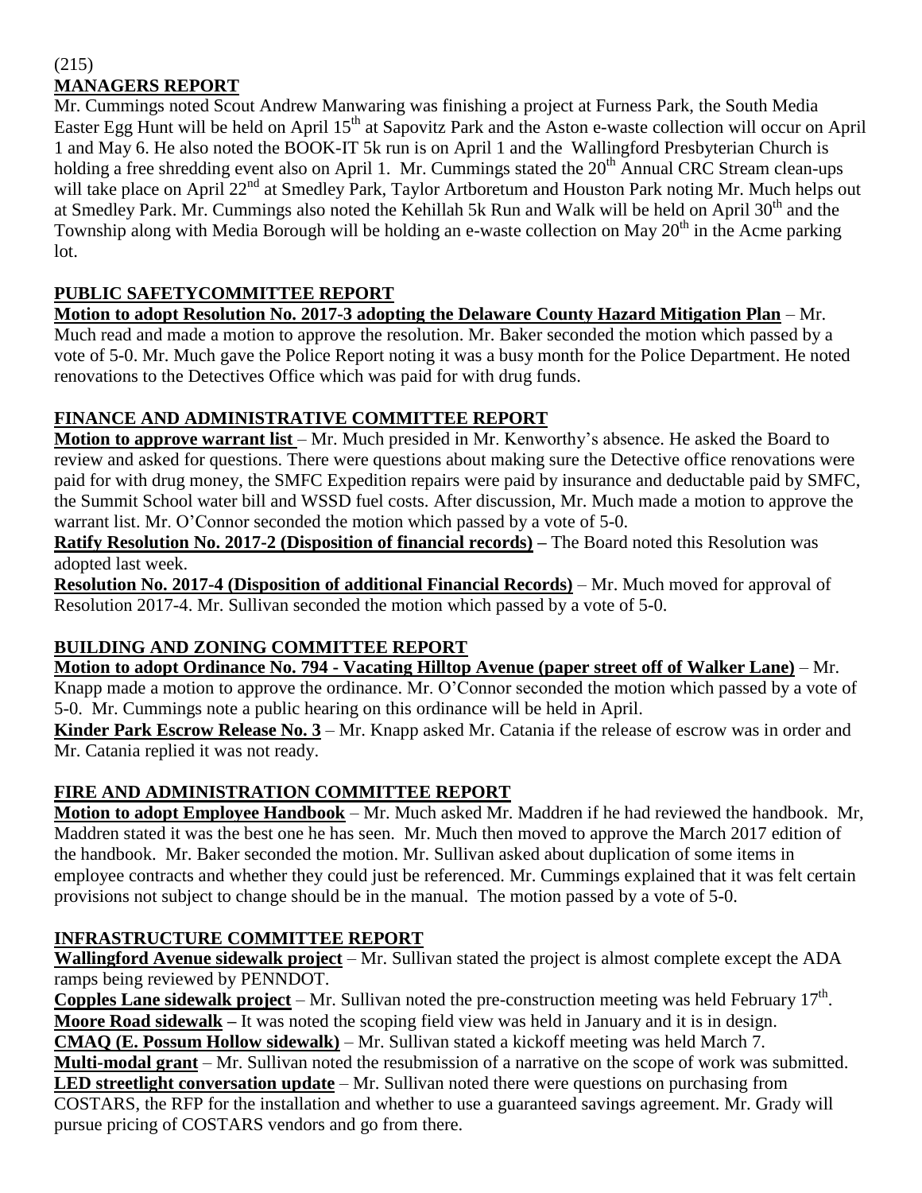(215)

**MANAGERS REPORT**

Mr. Cummings noted Scout Andrew Manwaring was finishing a project at Furness Park, the South Media Easter Egg Hunt will be held on April 15th at Sapovitz Park and the Aston e-waste collection will occur on April 1 and May 6. He also noted the BOOK-IT 5k run is on April 1 and the Wallingford Presbyterian Church is holding a free shredding event also on April 1. Mr. Cummings stated the 20th Annual CRC Stream clean-ups will take place on April 22nd at Smedley Park, Taylor Artboretum and Houston Park noting Mr. Much helps out at Smedley Park. Mr. Cummings also noted the Kehillah 5k Run and Walk will be held on April 30th and the Township along with Media Borough will be holding an e-waste collection on May 20th in the Acme parking lot.

**PUBLIC SAFETYCOMMITTEE REPORT**

**Motion to adopt Resolution No. 2017-3 adopting the Delaware County Hazard Mitigation Plan** – Mr. Much read and made a motion to approve the resolution. Mr. Baker seconded the motion which passed by a vote of 5-0. Mr. Much gave the Police Report noting it was a busy month for the Police Department. He noted renovations to the Detectives Office which was paid for with drug funds.

**FINANCE AND ADMINISTRATIVE COMMITTEE REPORT**

**Motion to approve warrant list** – Mr. Much presided in Mr. Kenworthy's absence. He asked the Board to review and asked for questions. There were questions about making sure the Detective office renovations were paid for with drug money, the SMFC Expedition repairs were paid by insurance and deductable paid by SMFC, the Summit School water bill and WSSD fuel costs. After discussion, Mr. Much made a motion to approve the warrant list. Mr. O'Connor seconded the motion which passed by a vote of 5-0.

**Ratify Resolution No. 2017-2 (Disposition of financial records)** – The Board noted this Resolution was adopted last week.

**Resolution No. 2017-4 (Disposition of additional Financial Records)** – Mr. Much moved for approval of Resolution 2017-4. Mr. Sullivan seconded the motion which passed by a vote of 5-0.

**BUILDING AND ZONING COMMITTEE REPORT**

**Motion to adopt Ordinance No. 794 - Vacating Hilltop Avenue (paper street off of Walker Lane)** – Mr. Knapp made a motion to approve the ordinance. Mr. O'Connor seconded the motion which passed by a vote of 5-0. Mr. Cummings note a public hearing on this ordinance will be held in April.

**Kinder Park Escrow Release No. 3** – Mr. Knapp asked Mr. Catania if the release of escrow was in order and Mr. Catania replied it was not ready.

**FIRE AND ADMINISTRATION COMMITTEE REPORT**

**Motion to adopt Employee Handbook** – Mr. Much asked Mr. Maddren if he had reviewed the handbook. Mr, Maddren stated it was the best one he has seen. Mr. Much then moved to approve the March 2017 edition of the handbook. Mr. Baker seconded the motion. Mr. Sullivan asked about duplication of some items in employee contracts and whether they could just be referenced. Mr. Cummings explained that it was felt certain provisions not subject to change should be in the manual. The motion passed by a vote of 5-0.

**INFRASTRUCTURE COMMITTEE REPORT**

**Wallingford Avenue sidewalk project** – Mr. Sullivan stated the project is almost complete except the ADA ramps being reviewed by PENNDOT.

**Copples Lane sidewalk project** – Mr. Sullivan noted the pre-construction meeting was held February 17th.

**Moore Road sidewalk** – It was noted the scoping field view was held in January and it is in design.

**CMAQ (E. Possum Hollow sidewalk)** – Mr. Sullivan stated a kickoff meeting was held March 7.

**Multi-modal grant** – Mr. Sullivan noted the resubmission of a narrative on the scope of work was submitted.

**LED streetlight conversation update** – Mr. Sullivan noted there were questions on purchasing from COSTARS, the RFP for the installation and whether to use a guaranteed savings agreement. Mr. Grady will pursue pricing of COSTARS vendors and go from there.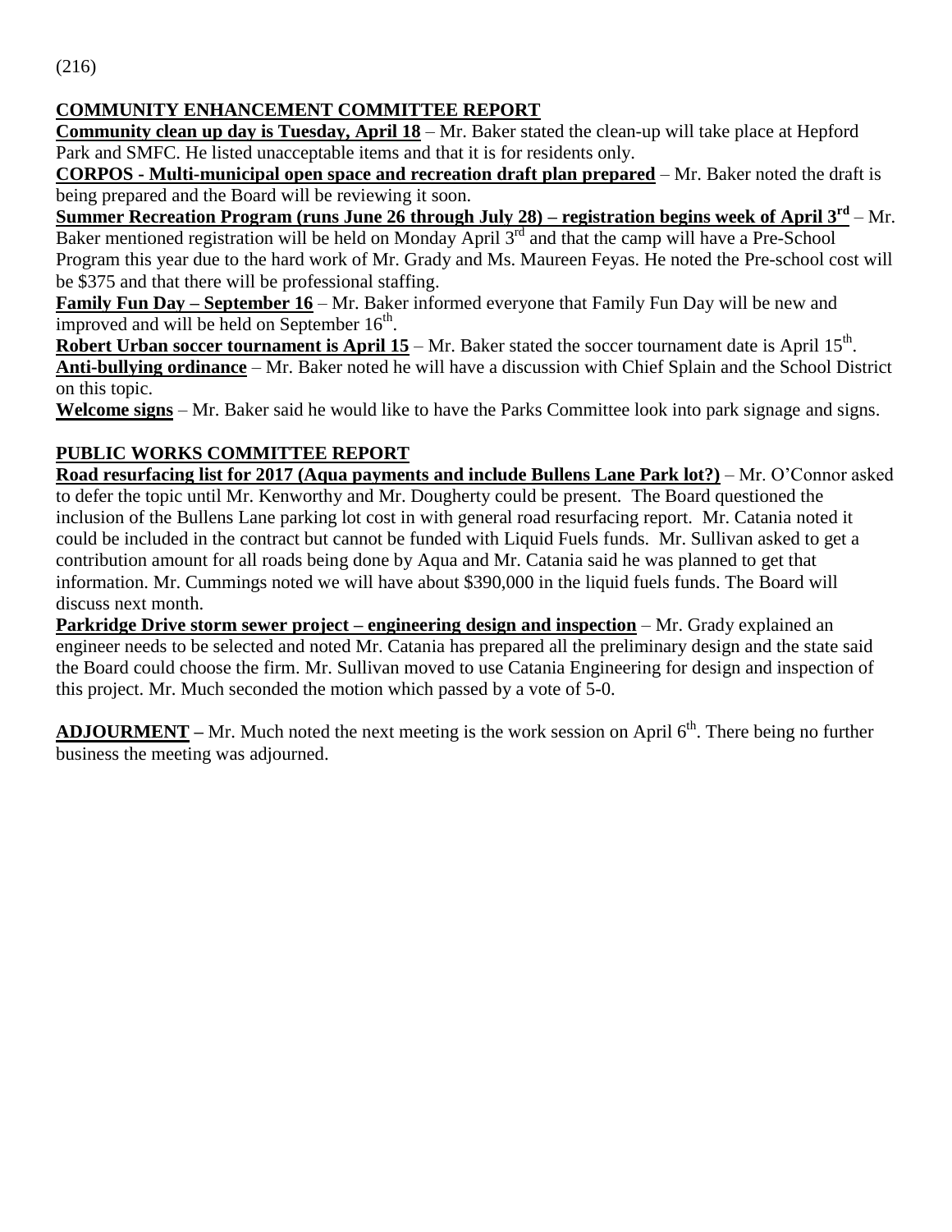(216)

## COMMUNITY ENHANCEMENT COMMITTEE REPORT

**Community clean up day is Tuesday, April 18** – Mr. Baker stated the clean-up will take place at Hepford Park and SMFC. He listed unacceptable items and that it is for residents only.

**CORPOS - Multi-municipal open space and recreation draft plan prepared** – Mr. Baker noted the draft is being prepared and the Board will be reviewing it soon.

**Summer Recreation Program (runs June 26 through July 28) – registration begins week of April 3rd** – Mr. Baker mentioned registration will be held on Monday April 3rd and that the camp will have a Pre-School Program this year due to the hard work of Mr. Grady and Ms. Maureen Feyas. He noted the Pre-school cost will be $375 and that there will be professional staffing.

**Family Fun Day – September 16** – Mr. Baker informed everyone that Family Fun Day will be new and improved and will be held on September 16th.

**Robert Urban soccer tournament is April 15** – Mr. Baker stated the soccer tournament date is April 15th.

**Anti-bullying ordinance** – Mr. Baker noted he will have a discussion with Chief Splain and the School District on this topic.

**Welcome signs** – Mr. Baker said he would like to have the Parks Committee look into park signage and signs.

## PUBLIC WORKS COMMITTEE REPORT

**Road resurfacing list for 2017 (Aqua payments and include Bullens Lane Park lot?)** – Mr. O'Connor asked to defer the topic until Mr. Kenworthy and Mr. Dougherty could be present. The Board questioned the inclusion of the Bullens Lane parking lot cost in with general road resurfacing report. Mr. Catania noted it could be included in the contract but cannot be funded with Liquid Fuels funds. Mr. Sullivan asked to get a contribution amount for all roads being done by Aqua and Mr. Catania said he was planned to get that information. Mr. Cummings noted we will have about $390,000 in the liquid fuels funds. The Board will discuss next month.

**Parkridge Drive storm sewer project – engineering design and inspection** – Mr. Grady explained an engineer needs to be selected and noted Mr. Catania has prepared all the preliminary design and the state said the Board could choose the firm. Mr. Sullivan moved to use Catania Engineering for design and inspection of this project. Mr. Much seconded the motion which passed by a vote of 5-0.

**ADJOURMENT –** Mr. Much noted the next meeting is the work session on April 6th. There being no further business the meeting was adjourned.